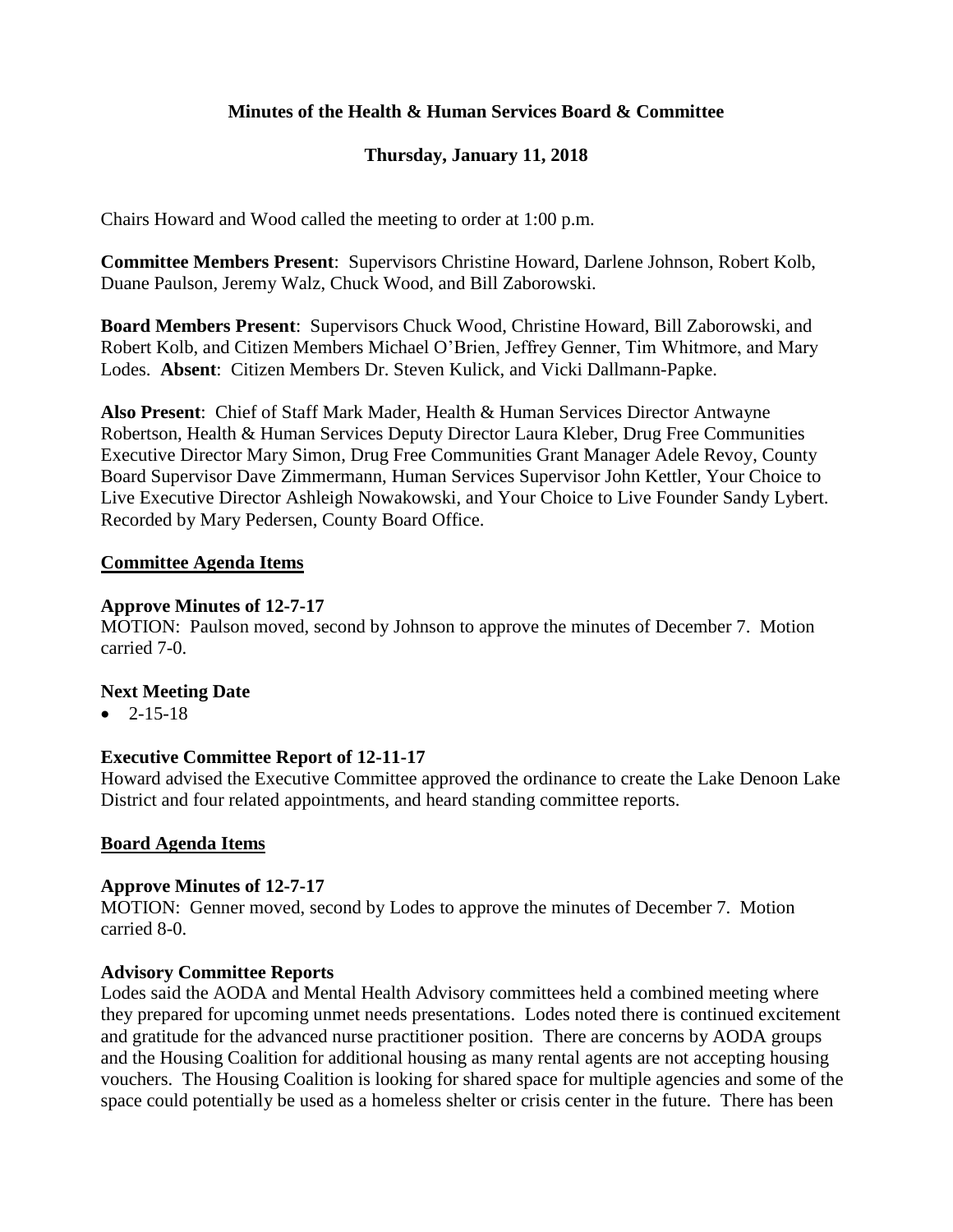**Minutes of the Health & Human Services Board & Committee**

**Thursday, January 11, 2018**

Chairs Howard and Wood called the meeting to order at 1:00 p.m.

**Committee Members Present**: Supervisors Christine Howard, Darlene Johnson, Robert Kolb, Duane Paulson, Jeremy Walz, Chuck Wood, and Bill Zaborowski.

**Board Members Present**: Supervisors Chuck Wood, Christine Howard, Bill Zaborowski, and Robert Kolb, and Citizen Members Michael O'Brien, Jeffrey Genner, Tim Whitmore, and Mary Lodes. **Absent**: Citizen Members Dr. Steven Kulick, and Vicki Dallmann-Papke.

**Also Present**: Chief of Staff Mark Mader, Health & Human Services Director Antwayne Robertson, Health & Human Services Deputy Director Laura Kleber, Drug Free Communities Executive Director Mary Simon, Drug Free Communities Grant Manager Adele Revoy, County Board Supervisor Dave Zimmermann, Human Services Supervisor John Kettler, Your Choice to Live Executive Director Ashleigh Nowakowski, and Your Choice to Live Founder Sandy Lybert. Recorded by Mary Pedersen, County Board Office.

## Committee Agenda Items

**Approve Minutes of 12-7-17**

MOTION: Paulson moved, second by Johnson to approve the minutes of December 7. Motion carried 7-0.

**Next Meeting Date**

- 2-15-18

**Executive Committee Report of 12-11-17**

Howard advised the Executive Committee approved the ordinance to create the Lake Denoon Lake District and four related appointments, and heard standing committee reports.

## Board Agenda Items

**Approve Minutes of 12-7-17**

MOTION: Genner moved, second by Lodes to approve the minutes of December 7. Motion carried 8-0.

**Advisory Committee Reports**

Lodes said the AODA and Mental Health Advisory committees held a combined meeting where they prepared for upcoming unmet needs presentations. Lodes noted there is continued excitement and gratitude for the advanced nurse practitioner position. There are concerns by AODA groups and the Housing Coalition for additional housing as many rental agents are not accepting housing vouchers. The Housing Coalition is looking for shared space for multiple agencies and some of the space could potentially be used as a homeless shelter or crisis center in the future. There has been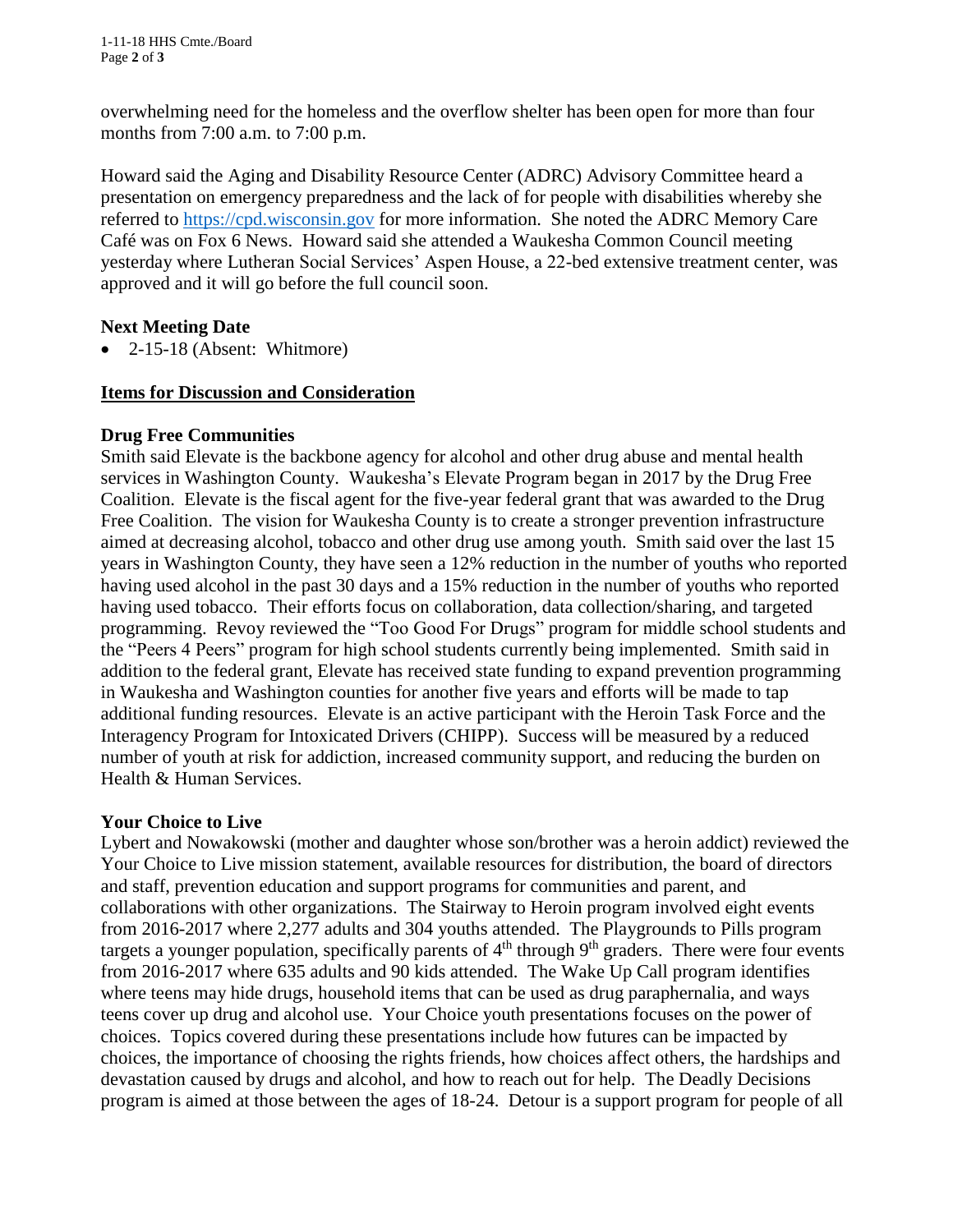overwhelming need for the homeless and the overflow shelter has been open for more than four months from 7:00 a.m. to 7:00 p.m.

Howard said the Aging and Disability Resource Center (ADRC) Advisory Committee heard a presentation on emergency preparedness and the lack of for people with disabilities whereby she referred to https://cpd.wisconsin.gov for more information. She noted the ADRC Memory Care Café was on Fox 6 News. Howard said she attended a Waukesha Common Council meeting yesterday where Lutheran Social Services' Aspen House, a 22-bed extensive treatment center, was approved and it will go before the full council soon.

**Next Meeting Date**

- 2-15-18 (Absent: Whitmore)

**Items for Discussion and Consideration**

**Drug Free Communities**

Smith said Elevate is the backbone agency for alcohol and other drug abuse and mental health services in Washington County. Waukesha's Elevate Program began in 2017 by the Drug Free Coalition. Elevate is the fiscal agent for the five-year federal grant that was awarded to the Drug Free Coalition. The vision for Waukesha County is to create a stronger prevention infrastructure aimed at decreasing alcohol, tobacco and other drug use among youth. Smith said over the last 15 years in Washington County, they have seen a 12% reduction in the number of youths who reported having used alcohol in the past 30 days and a 15% reduction in the number of youths who reported having used tobacco. Their efforts focus on collaboration, data collection/sharing, and targeted programming. Revoy reviewed the "Too Good For Drugs" program for middle school students and the "Peers 4 Peers" program for high school students currently being implemented. Smith said in addition to the federal grant, Elevate has received state funding to expand prevention programming in Waukesha and Washington counties for another five years and efforts will be made to tap additional funding resources. Elevate is an active participant with the Heroin Task Force and the Interagency Program for Intoxicated Drivers (CHIPP). Success will be measured by a reduced number of youth at risk for addiction, increased community support, and reducing the burden on Health & Human Services.

**Your Choice to Live**

Lybert and Nowakowski (mother and daughter whose son/brother was a heroin addict) reviewed the Your Choice to Live mission statement, available resources for distribution, the board of directors and staff, prevention education and support programs for communities and parent, and collaborations with other organizations. The Stairway to Heroin program involved eight events from 2016-2017 where 2,277 adults and 304 youths attended. The Playgrounds to Pills program targets a younger population, specifically parents of 4th through 9th graders. There were four events from 2016-2017 where 635 adults and 90 kids attended. The Wake Up Call program identifies where teens may hide drugs, household items that can be used as drug paraphernalia, and ways teens cover up drug and alcohol use. Your Choice youth presentations focuses on the power of choices. Topics covered during these presentations include how futures can be impacted by choices, the importance of choosing the rights friends, how choices affect others, the hardships and devastation caused by drugs and alcohol, and how to reach out for help. The Deadly Decisions program is aimed at those between the ages of 18-24. Detour is a support program for people of all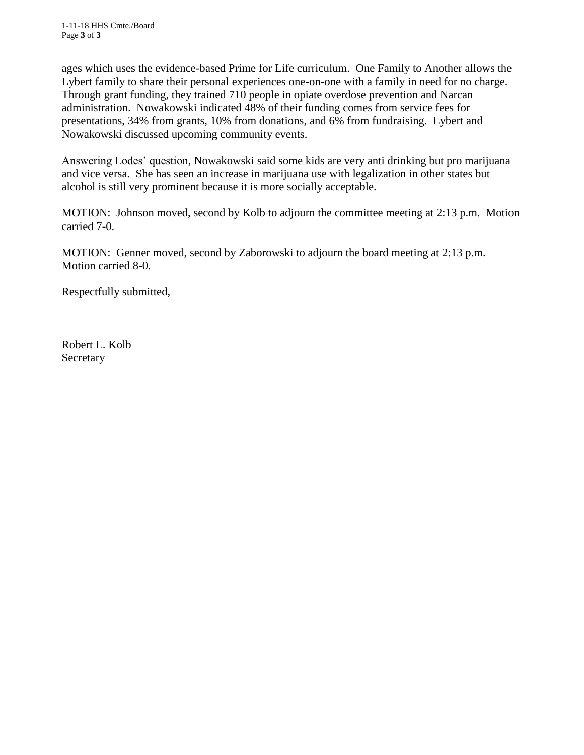ages which uses the evidence-based Prime for Life curriculum. One Family to Another allows the Lybert family to share their personal experiences one-on-one with a family in need for no charge. Through grant funding, they trained 710 people in opiate overdose prevention and Narcan administration. Nowakowski indicated 48% of their funding comes from service fees for presentations, 34% from grants, 10% from donations, and 6% from fundraising. Lybert and Nowakowski discussed upcoming community events.

Answering Lodes' question, Nowakowski said some kids are very anti drinking but pro marijuana and vice versa. She has seen an increase in marijuana use with legalization in other states but alcohol is still very prominent because it is more socially acceptable.

MOTION: Johnson moved, second by Kolb to adjourn the committee meeting at 2:13 p.m. Motion carried 7-0.

MOTION: Genner moved, second by Zaborowski to adjourn the board meeting at 2:13 p.m. Motion carried 8-0.

Respectfully submitted,

Robert L. Kolb
Secretary